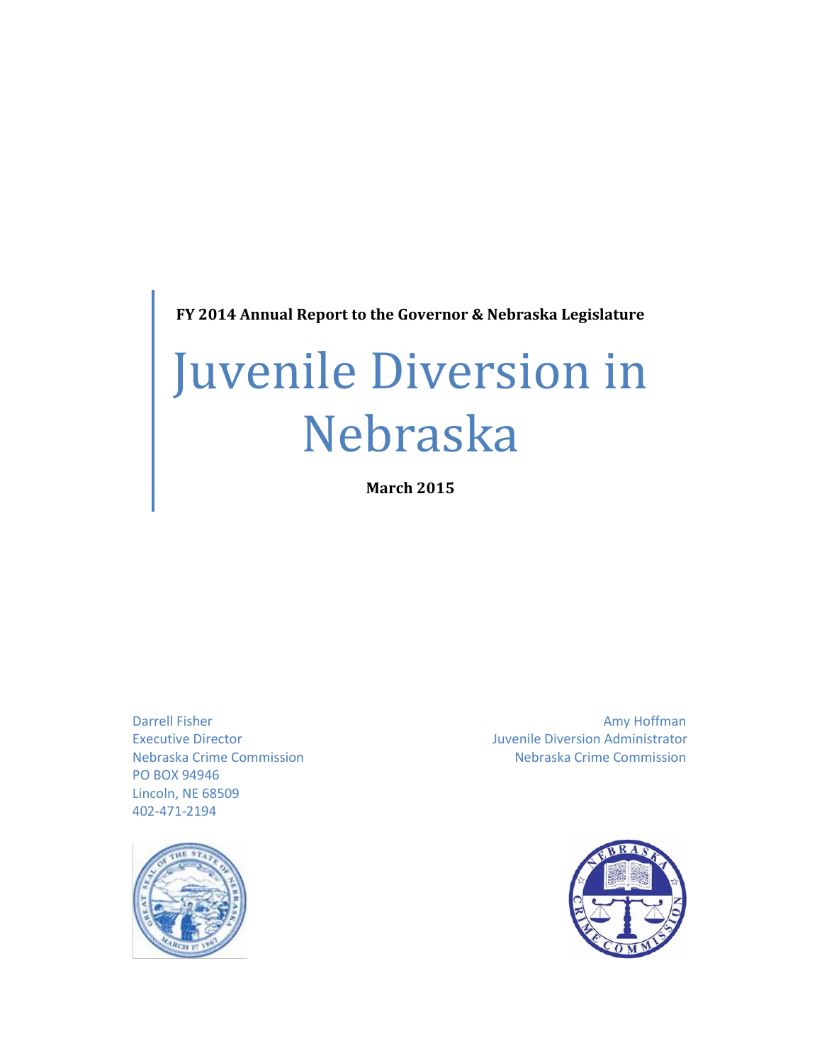**FY 2014 Annual Report to the Governor & Nebraska Legislature**

# Juvenile Diversion in Nebraska

**March 2015**

Darrell Fisher
Executive Director
Nebraska Crime Commission
PO BOX 94946
Lincoln, NE 68509
402-471-2194

Amy Hoffman
Juvenile Diversion Administrator
Nebraska Crime Commission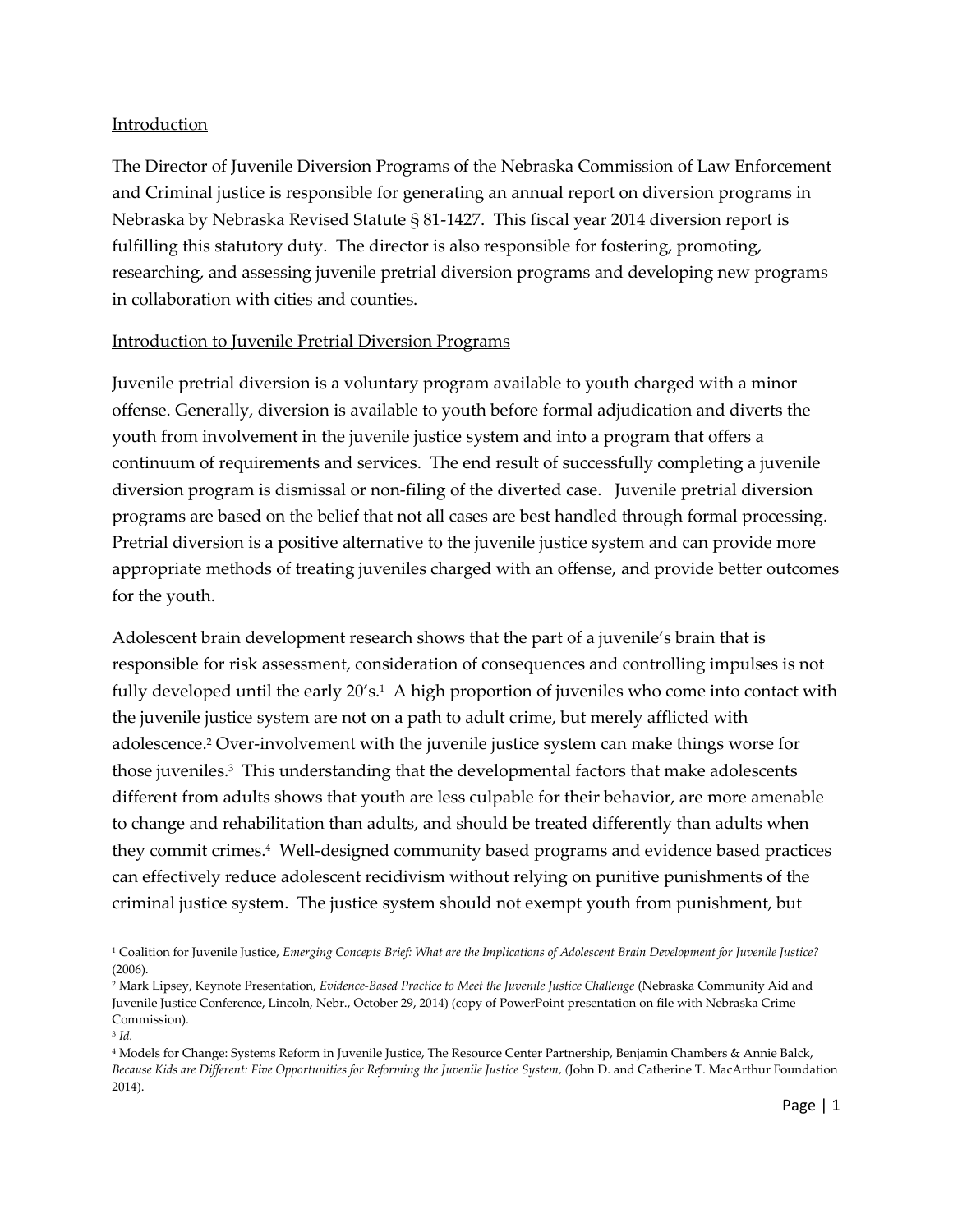Introduction

The Director of Juvenile Diversion Programs of the Nebraska Commission of Law Enforcement and Criminal justice is responsible for generating an annual report on diversion programs in Nebraska by Nebraska Revised Statute § 81-1427. This fiscal year 2014 diversion report is fulfilling this statutory duty. The director is also responsible for fostering, promoting, researching, and assessing juvenile pretrial diversion programs and developing new programs in collaboration with cities and counties.

Introduction to Juvenile Pretrial Diversion Programs

Juvenile pretrial diversion is a voluntary program available to youth charged with a minor offense. Generally, diversion is available to youth before formal adjudication and diverts the youth from involvement in the juvenile justice system and into a program that offers a continuum of requirements and services. The end result of successfully completing a juvenile diversion program is dismissal or non-filing of the diverted case. Juvenile pretrial diversion programs are based on the belief that not all cases are best handled through formal processing. Pretrial diversion is a positive alternative to the juvenile justice system and can provide more appropriate methods of treating juveniles charged with an offense, and provide better outcomes for the youth.

Adolescent brain development research shows that the part of a juvenile's brain that is responsible for risk assessment, consideration of consequences and controlling impulses is not fully developed until the early 20's.[1] A high proportion of juveniles who come into contact with the juvenile justice system are not on a path to adult crime, but merely afflicted with adolescence.[2] Over-involvement with the juvenile justice system can make things worse for those juveniles.[3] This understanding that the developmental factors that make adolescents different from adults shows that youth are less culpable for their behavior, are more amenable to change and rehabilitation than adults, and should be treated differently than adults when they commit crimes.[4] Well-designed community based programs and evidence based practices can effectively reduce adolescent recidivism without relying on punitive punishments of the criminal justice system. The justice system should not exempt youth from punishment, but

---

[1] Coalition for Juvenile Justice, *Emerging Concepts Brief: What are the Implications of Adolescent Brain Development for Juvenile Justice?* (2006).

[2] Mark Lipsey, Keynote Presentation, *Evidence-Based Practice to Meet the Juvenile Justice Challenge* (Nebraska Community Aid and Juvenile Justice Conference, Lincoln, Nebr., October 29, 2014) (copy of PowerPoint presentation on file with Nebraska Crime Commission).

[3] *Id.*

[4] Models for Change: Systems Reform in Juvenile Justice, The Resource Center Partnership, Benjamin Chambers & Annie Balck, *Because Kids are Different: Five Opportunities for Reforming the Juvenile Justice System,* (John D. and Catherine T. MacArthur Foundation 2014).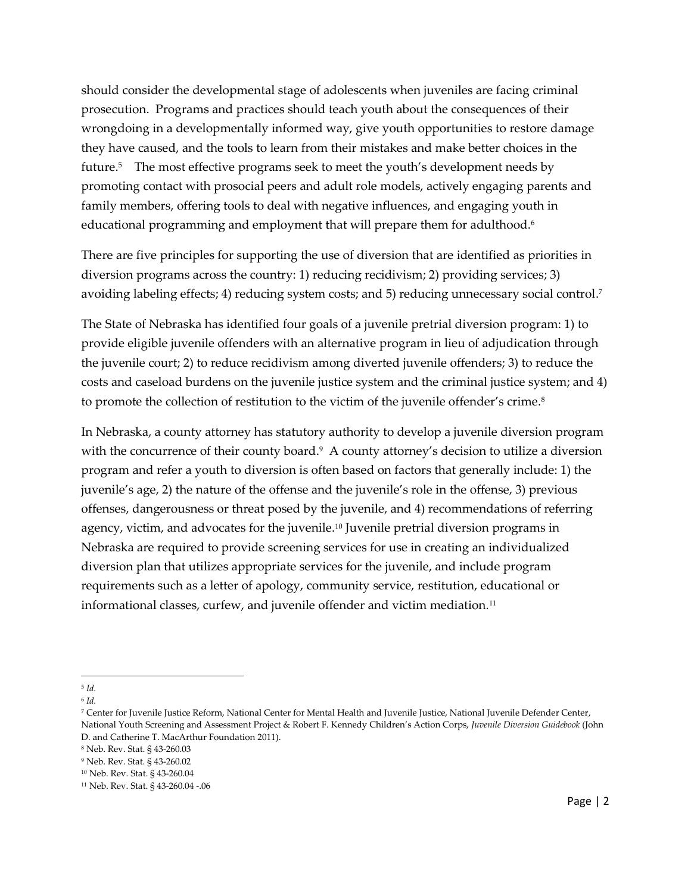should consider the developmental stage of adolescents when juveniles are facing criminal prosecution. Programs and practices should teach youth about the consequences of their wrongdoing in a developmentally informed way, give youth opportunities to restore damage they have caused, and the tools to learn from their mistakes and make better choices in the future.[5] The most effective programs seek to meet the youth's development needs by promoting contact with prosocial peers and adult role models, actively engaging parents and family members, offering tools to deal with negative influences, and engaging youth in educational programming and employment that will prepare them for adulthood.[6]

There are five principles for supporting the use of diversion that are identified as priorities in diversion programs across the country: 1) reducing recidivism; 2) providing services; 3) avoiding labeling effects; 4) reducing system costs; and 5) reducing unnecessary social control.[7]

The State of Nebraska has identified four goals of a juvenile pretrial diversion program: 1) to provide eligible juvenile offenders with an alternative program in lieu of adjudication through the juvenile court; 2) to reduce recidivism among diverted juvenile offenders; 3) to reduce the costs and caseload burdens on the juvenile justice system and the criminal justice system; and 4) to promote the collection of restitution to the victim of the juvenile offender's crime.[8]

In Nebraska, a county attorney has statutory authority to develop a juvenile diversion program with the concurrence of their county board.[9] A county attorney's decision to utilize a diversion program and refer a youth to diversion is often based on factors that generally include: 1) the juvenile's age, 2) the nature of the offense and the juvenile's role in the offense, 3) previous offenses, dangerousness or threat posed by the juvenile, and 4) recommendations of referring agency, victim, and advocates for the juvenile.[10] Juvenile pretrial diversion programs in Nebraska are required to provide screening services for use in creating an individualized diversion plan that utilizes appropriate services for the juvenile, and include program requirements such as a letter of apology, community service, restitution, educational or informational classes, curfew, and juvenile offender and victim mediation.[11]

---

[5] *Id.*

[6] *Id.*

[7] Center for Juvenile Justice Reform, National Center for Mental Health and Juvenile Justice, National Juvenile Defender Center, National Youth Screening and Assessment Project & Robert F. Kennedy Children's Action Corps, *Juvenile Diversion Guidebook* (John D. and Catherine T. MacArthur Foundation 2011).

[8] Neb. Rev. Stat. § 43-260.03

[9] Neb. Rev. Stat. § 43-260.02

[10] Neb. Rev. Stat. § 43-260.04

[11] Neb. Rev. Stat. § 43-260.04 -.06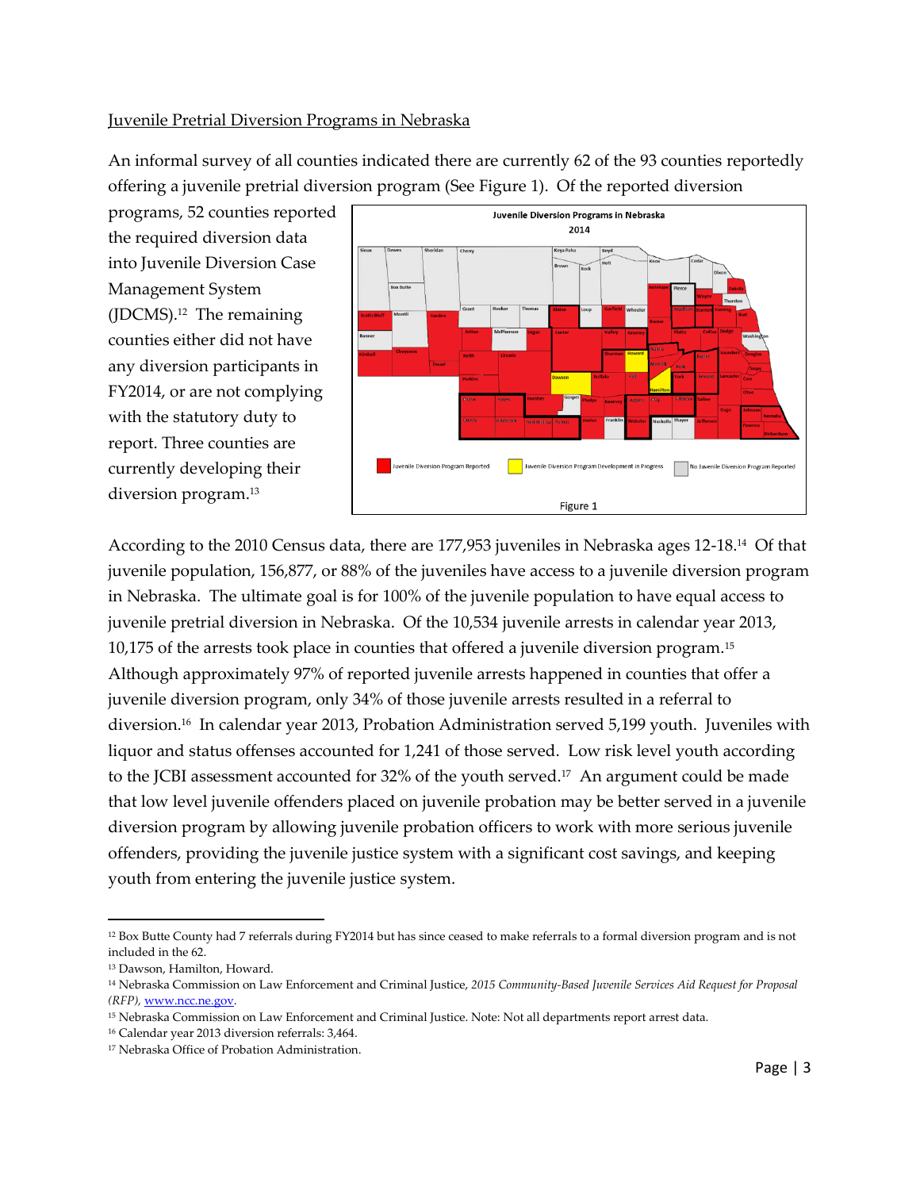Juvenile Pretrial Diversion Programs in Nebraska

An informal survey of all counties indicated there are currently 62 of the 93 counties reportedly offering a juvenile pretrial diversion program (See Figure 1). Of the reported diversion programs, 52 counties reported the required diversion data into Juvenile Diversion Case Management System (JDCMS).[12] The remaining counties either did not have any diversion participants in FY2014, or are not complying with the statutory duty to report. Three counties are currently developing their diversion program.[13]

Figure 1

According to the 2010 Census data, there are 177,953 juveniles in Nebraska ages 12-18.[14] Of that juvenile population, 156,877, or 88% of the juveniles have access to a juvenile diversion program in Nebraska. The ultimate goal is for 100% of the juvenile population to have equal access to juvenile pretrial diversion in Nebraska. Of the 10,534 juvenile arrests in calendar year 2013, 10,175 of the arrests took place in counties that offered a juvenile diversion program.[15] Although approximately 97% of reported juvenile arrests happened in counties that offer a juvenile diversion program, only 34% of those juvenile arrests resulted in a referral to diversion.[16] In calendar year 2013, Probation Administration served 5,199 youth. Juveniles with liquor and status offenses accounted for 1,241 of those served. Low risk level youth according to the JCBI assessment accounted for 32% of the youth served.[17] An argument could be made that low level juvenile offenders placed on juvenile probation may be better served in a juvenile diversion program by allowing juvenile probation officers to work with more serious juvenile offenders, providing the juvenile justice system with a significant cost savings, and keeping youth from entering the juvenile justice system.

[12] Box Butte County had 7 referrals during FY2014 but has since ceased to make referrals to a formal diversion program and is not included in the 62.

[13] Dawson, Hamilton, Howard.

[14] Nebraska Commission on Law Enforcement and Criminal Justice, *2015 Community-Based Juvenile Services Aid Request for Proposal (RFP)*, www.ncc.ne.gov.

[15] Nebraska Commission on Law Enforcement and Criminal Justice. Note: Not all departments report arrest data.

[16] Calendar year 2013 diversion referrals: 3,464.

[17] Nebraska Office of Probation Administration.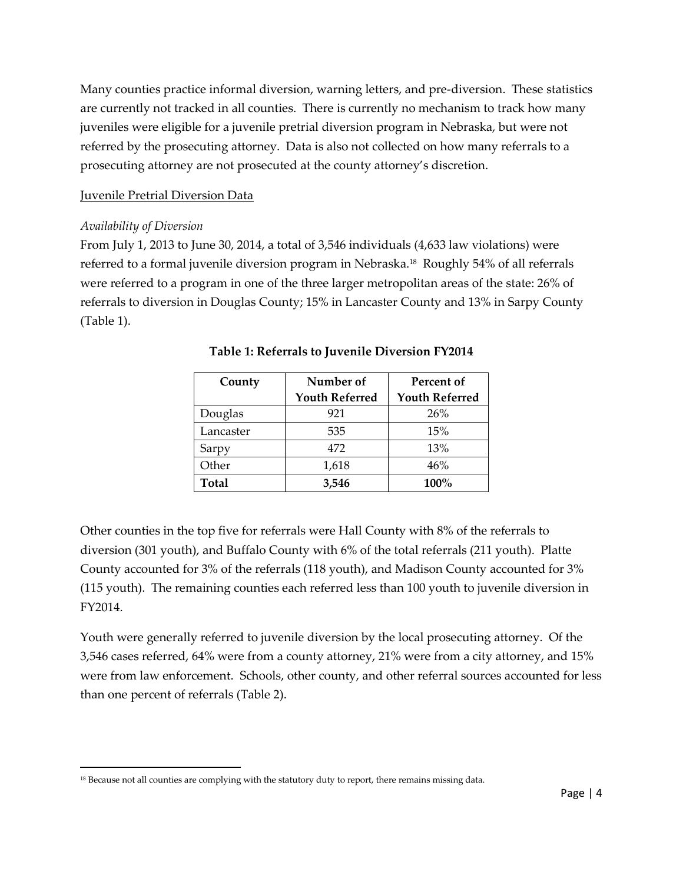Many counties practice informal diversion, warning letters, and pre-diversion. These statistics are currently not tracked in all counties. There is currently no mechanism to track how many juveniles were eligible for a juvenile pretrial diversion program in Nebraska, but were not referred by the prosecuting attorney. Data is also not collected on how many referrals to a prosecuting attorney are not prosecuted at the county attorney's discretion.

Juvenile Pretrial Diversion Data

*Availability of Diversion*

From July 1, 2013 to June 30, 2014, a total of 3,546 individuals (4,633 law violations) were referred to a formal juvenile diversion program in Nebraska.[18] Roughly 54% of all referrals were referred to a program in one of the three larger metropolitan areas of the state: 26% of referrals to diversion in Douglas County; 15% in Lancaster County and 13% in Sarpy County (Table 1).

**Table 1: Referrals to Juvenile Diversion FY2014**

| County | Number of Youth Referred | Percent of Youth Referred |
|---|---|---|
| Douglas | 921 | 26% |
| Lancaster | 535 | 15% |
| Sarpy | 472 | 13% |
| Other | 1,618 | 46% |
| **Total** | **3,546** | **100%** |

Other counties in the top five for referrals were Hall County with 8% of the referrals to diversion (301 youth), and Buffalo County with 6% of the total referrals (211 youth). Platte County accounted for 3% of the referrals (118 youth), and Madison County accounted for 3% (115 youth). The remaining counties each referred less than 100 youth to juvenile diversion in FY2014.

Youth were generally referred to juvenile diversion by the local prosecuting attorney. Of the 3,546 cases referred, 64% were from a county attorney, 21% were from a city attorney, and 15% were from law enforcement. Schools, other county, and other referral sources accounted for less than one percent of referrals (Table 2).

[18] Because not all counties are complying with the statutory duty to report, there remains missing data.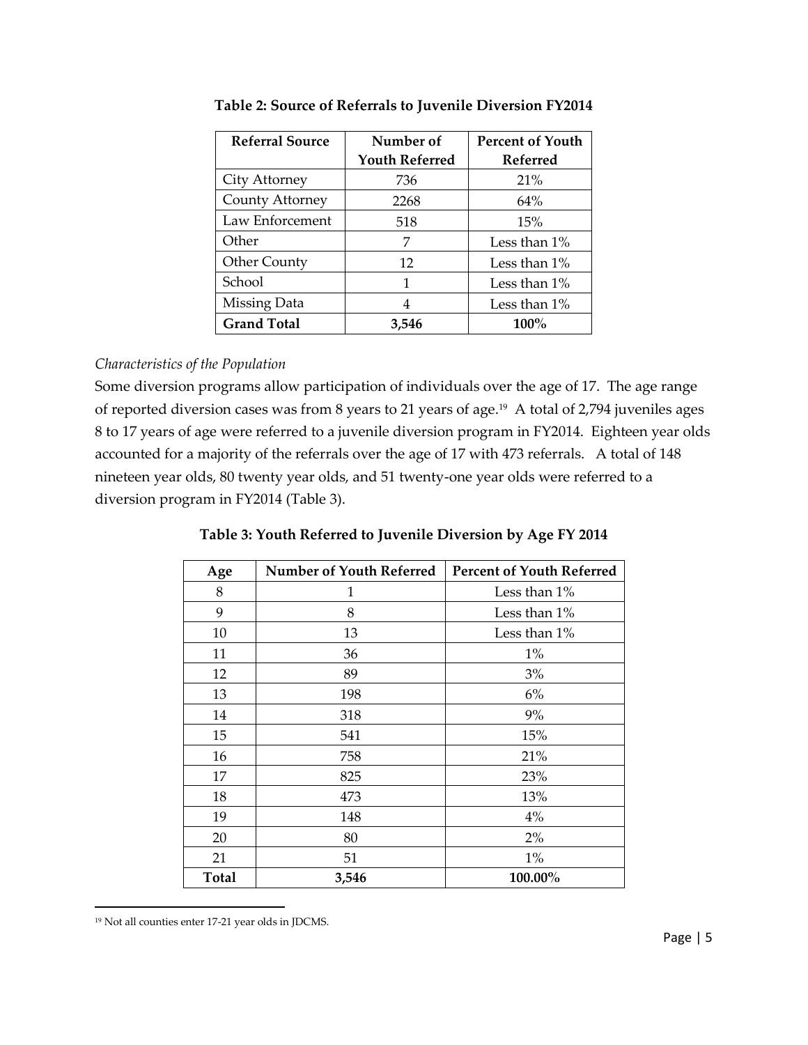**Table 2: Source of Referrals to Juvenile Diversion FY2014**

| Referral Source | Number of Youth Referred | Percent of Youth Referred |
|---|---|---|
| City Attorney | 736 | 21% |
| County Attorney | 2268 | 64% |
| Law Enforcement | 518 | 15% |
| Other | 7 | Less than 1% |
| Other County | 12 | Less than 1% |
| School | 1 | Less than 1% |
| Missing Data | 4 | Less than 1% |
| **Grand Total** | **3,546** | **100%** |

*Characteristics of the Population*

Some diversion programs allow participation of individuals over the age of 17. The age range of reported diversion cases was from 8 years to 21 years of age.[19] A total of 2,794 juveniles ages 8 to 17 years of age were referred to a juvenile diversion program in FY2014. Eighteen year olds accounted for a majority of the referrals over the age of 17 with 473 referrals. A total of 148 nineteen year olds, 80 twenty year olds, and 51 twenty-one year olds were referred to a diversion program in FY2014 (Table 3).

**Table 3: Youth Referred to Juvenile Diversion by Age FY 2014**

| Age | Number of Youth Referred | Percent of Youth Referred |
|---|---|---|
| 8 | 1 | Less than 1% |
| 9 | 8 | Less than 1% |
| 10 | 13 | Less than 1% |
| 11 | 36 | 1% |
| 12 | 89 | 3% |
| 13 | 198 | 6% |
| 14 | 318 | 9% |
| 15 | 541 | 15% |
| 16 | 758 | 21% |
| 17 | 825 | 23% |
| 18 | 473 | 13% |
| 19 | 148 | 4% |
| 20 | 80 | 2% |
| 21 | 51 | 1% |
| **Total** | **3,546** | **100.00%** |

[19] Not all counties enter 17-21 year olds in JDCMS.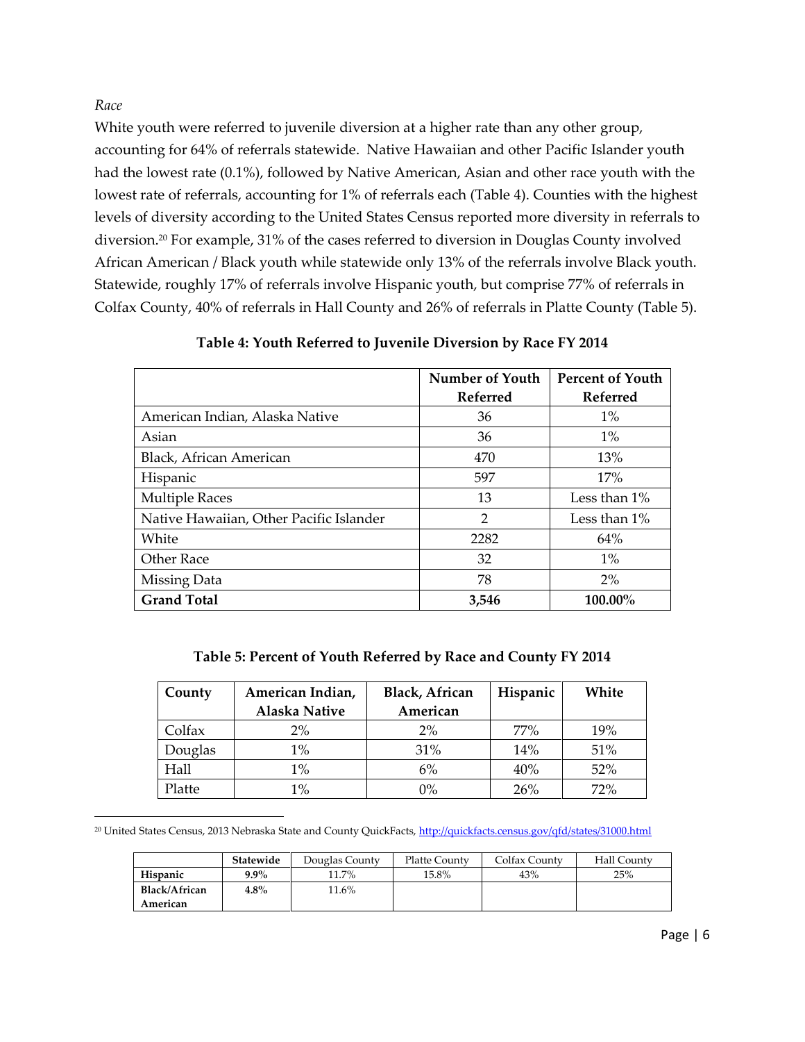*Race*

White youth were referred to juvenile diversion at a higher rate than any other group, accounting for 64% of referrals statewide. Native Hawaiian and other Pacific Islander youth had the lowest rate (0.1%), followed by Native American, Asian and other race youth with the lowest rate of referrals, accounting for 1% of referrals each (Table 4). Counties with the highest levels of diversity according to the United States Census reported more diversity in referrals to diversion.[20] For example, 31% of the cases referred to diversion in Douglas County involved African American / Black youth while statewide only 13% of the referrals involve Black youth. Statewide, roughly 17% of referrals involve Hispanic youth, but comprise 77% of referrals in Colfax County, 40% of referrals in Hall County and 26% of referrals in Platte County (Table 5).

**Table 4: Youth Referred to Juvenile Diversion by Race FY 2014**

| | Number of Youth Referred | Percent of Youth Referred |
|---|---|---|
| American Indian, Alaska Native | 36 | 1% |
| Asian | 36 | 1% |
| Black, African American | 470 | 13% |
| Hispanic | 597 | 17% |
| Multiple Races | 13 | Less than 1% |
| Native Hawaiian, Other Pacific Islander | 2 | Less than 1% |
| White | 2282 | 64% |
| Other Race | 32 | 1% |
| Missing Data | 78 | 2% |
| **Grand Total** | **3,546** | **100.00%** |

**Table 5: Percent of Youth Referred by Race and County FY 2014**

| County | American Indian, Alaska Native | Black, African American | Hispanic | White |
|---|---|---|---|---|
| Colfax | 2% | 2% | 77% | 19% |
| Douglas | 1% | 31% | 14% | 51% |
| Hall | 1% | 6% | 40% | 52% |
| Platte | 1% | 0% | 26% | 72% |

[20] United States Census, 2013 Nebraska State and County QuickFacts, http://quickfacts.census.gov/qfd/states/31000.html

| | Statewide | Douglas County | Platte County | Colfax County | Hall County |
|---|---|---|---|---|---|
| **Hispanic** | **9.9%** | 11.7% | 15.8% | 43% | 25% |
| **Black/African American** | **4.8%** | 11.6% | | | |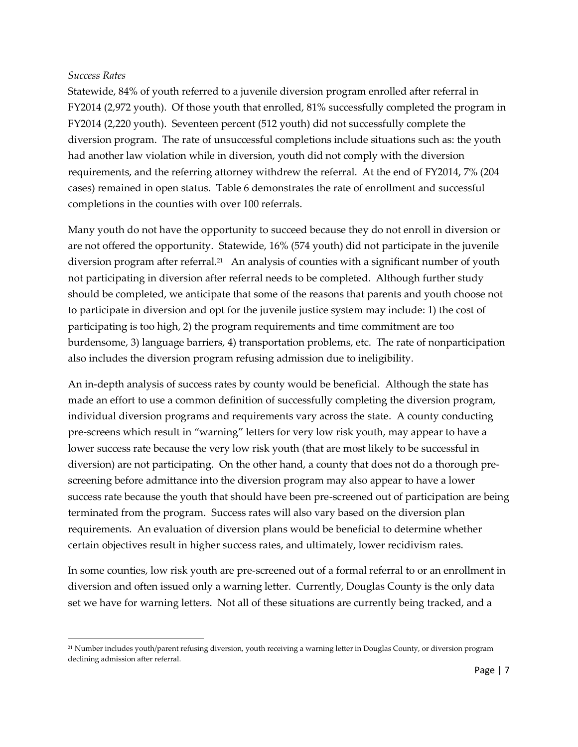*Success Rates*

Statewide, 84% of youth referred to a juvenile diversion program enrolled after referral in FY2014 (2,972 youth). Of those youth that enrolled, 81% successfully completed the program in FY2014 (2,220 youth). Seventeen percent (512 youth) did not successfully complete the diversion program. The rate of unsuccessful completions include situations such as: the youth had another law violation while in diversion, youth did not comply with the diversion requirements, and the referring attorney withdrew the referral. At the end of FY2014, 7% (204 cases) remained in open status. Table 6 demonstrates the rate of enrollment and successful completions in the counties with over 100 referrals.

Many youth do not have the opportunity to succeed because they do not enroll in diversion or are not offered the opportunity. Statewide, 16% (574 youth) did not participate in the juvenile diversion program after referral.[21] An analysis of counties with a significant number of youth not participating in diversion after referral needs to be completed. Although further study should be completed, we anticipate that some of the reasons that parents and youth choose not to participate in diversion and opt for the juvenile justice system may include: 1) the cost of participating is too high, 2) the program requirements and time commitment are too burdensome, 3) language barriers, 4) transportation problems, etc. The rate of nonparticipation also includes the diversion program refusing admission due to ineligibility.

An in-depth analysis of success rates by county would be beneficial. Although the state has made an effort to use a common definition of successfully completing the diversion program, individual diversion programs and requirements vary across the state. A county conducting pre-screens which result in "warning" letters for very low risk youth, may appear to have a lower success rate because the very low risk youth (that are most likely to be successful in diversion) are not participating. On the other hand, a county that does not do a thorough pre-screening before admittance into the diversion program may also appear to have a lower success rate because the youth that should have been pre-screened out of participation are being terminated from the program. Success rates will also vary based on the diversion plan requirements. An evaluation of diversion plans would be beneficial to determine whether certain objectives result in higher success rates, and ultimately, lower recidivism rates.

In some counties, low risk youth are pre-screened out of a formal referral to or an enrollment in diversion and often issued only a warning letter. Currently, Douglas County is the only data set we have for warning letters. Not all of these situations are currently being tracked, and a

[21] Number includes youth/parent refusing diversion, youth receiving a warning letter in Douglas County, or diversion program declining admission after referral.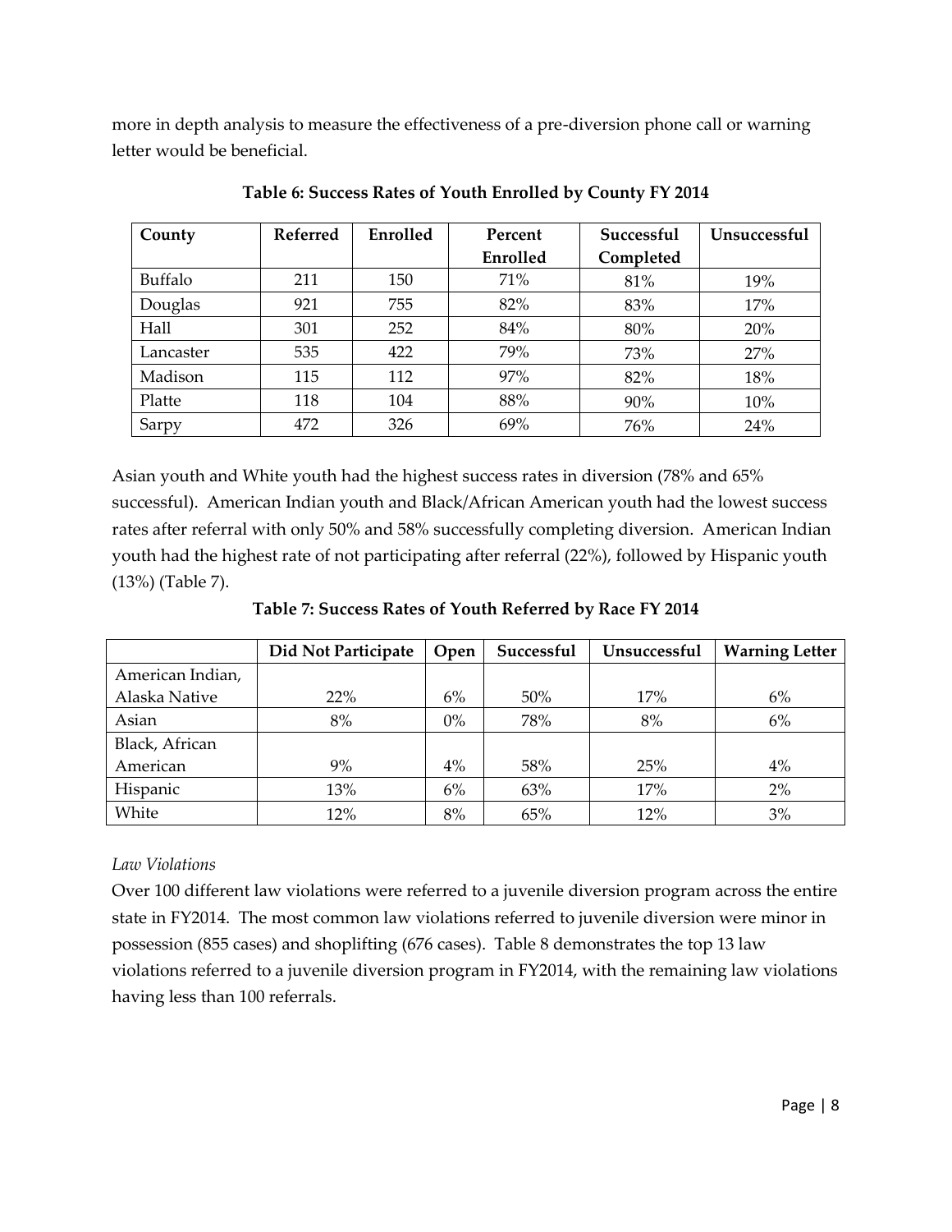more in depth analysis to measure the effectiveness of a pre-diversion phone call or warning letter would be beneficial.

**Table 6: Success Rates of Youth Enrolled by County FY 2014**

| County | Referred | Enrolled | Percent Enrolled | Successful Completed | Unsuccessful |
|---|---|---|---|---|---|
| Buffalo | 211 | 150 | 71% | 81% | 19% |
| Douglas | 921 | 755 | 82% | 83% | 17% |
| Hall | 301 | 252 | 84% | 80% | 20% |
| Lancaster | 535 | 422 | 79% | 73% | 27% |
| Madison | 115 | 112 | 97% | 82% | 18% |
| Platte | 118 | 104 | 88% | 90% | 10% |
| Sarpy | 472 | 326 | 69% | 76% | 24% |

Asian youth and White youth had the highest success rates in diversion (78% and 65% successful). American Indian youth and Black/African American youth had the lowest success rates after referral with only 50% and 58% successfully completing diversion. American Indian youth had the highest rate of not participating after referral (22%), followed by Hispanic youth (13%) (Table 7).

**Table 7: Success Rates of Youth Referred by Race FY 2014**

| | Did Not Participate | Open | Successful | Unsuccessful | Warning Letter |
|---|---|---|---|---|---|
| American Indian, Alaska Native | 22% | 6% | 50% | 17% | 6% |
| Asian | 8% | 0% | 78% | 8% | 6% |
| Black, African American | 9% | 4% | 58% | 25% | 4% |
| Hispanic | 13% | 6% | 63% | 17% | 2% |
| White | 12% | 8% | 65% | 12% | 3% |

*Law Violations*

Over 100 different law violations were referred to a juvenile diversion program across the entire state in FY2014. The most common law violations referred to juvenile diversion were minor in possession (855 cases) and shoplifting (676 cases). Table 8 demonstrates the top 13 law violations referred to a juvenile diversion program in FY2014, with the remaining law violations having less than 100 referrals.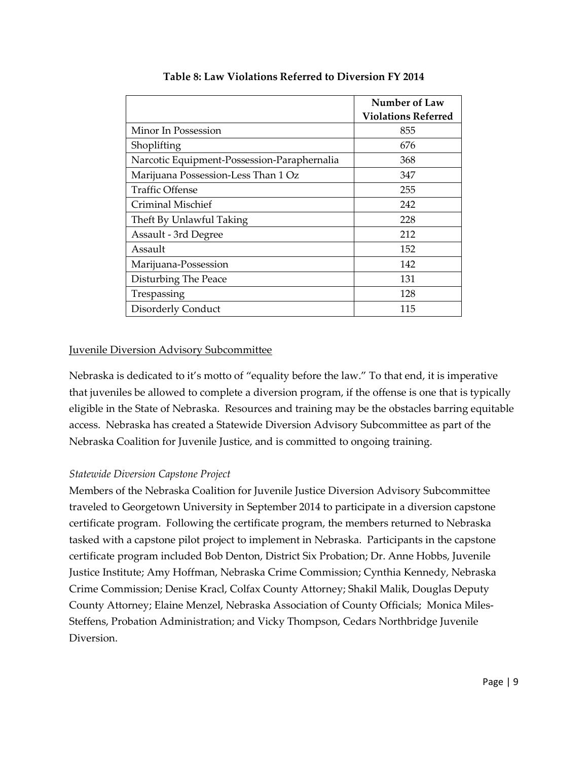**Table 8: Law Violations Referred to Diversion FY 2014**

| | Number of Law Violations Referred |
|---|---|
| Minor In Possession | 855 |
| Shoplifting | 676 |
| Narcotic Equipment-Possession-Paraphernalia | 368 |
| Marijuana Possession-Less Than 1 Oz | 347 |
| Traffic Offense | 255 |
| Criminal Mischief | 242 |
| Theft By Unlawful Taking | 228 |
| Assault - 3rd Degree | 212 |
| Assault | 152 |
| Marijuana-Possession | 142 |
| Disturbing The Peace | 131 |
| Trespassing | 128 |
| Disorderly Conduct | 115 |

<u>Juvenile Diversion Advisory Subcommittee</u>

Nebraska is dedicated to it's motto of "equality before the law." To that end, it is imperative that juveniles be allowed to complete a diversion program, if the offense is one that is typically eligible in the State of Nebraska. Resources and training may be the obstacles barring equitable access. Nebraska has created a Statewide Diversion Advisory Subcommittee as part of the Nebraska Coalition for Juvenile Justice, and is committed to ongoing training.

*Statewide Diversion Capstone Project*

Members of the Nebraska Coalition for Juvenile Justice Diversion Advisory Subcommittee traveled to Georgetown University in September 2014 to participate in a diversion capstone certificate program. Following the certificate program, the members returned to Nebraska tasked with a capstone pilot project to implement in Nebraska. Participants in the capstone certificate program included Bob Denton, District Six Probation; Dr. Anne Hobbs, Juvenile Justice Institute; Amy Hoffman, Nebraska Crime Commission; Cynthia Kennedy, Nebraska Crime Commission; Denise Kracl, Colfax County Attorney; Shakil Malik, Douglas Deputy County Attorney; Elaine Menzel, Nebraska Association of County Officials; Monica Miles-Steffens, Probation Administration; and Vicky Thompson, Cedars Northbridge Juvenile Diversion.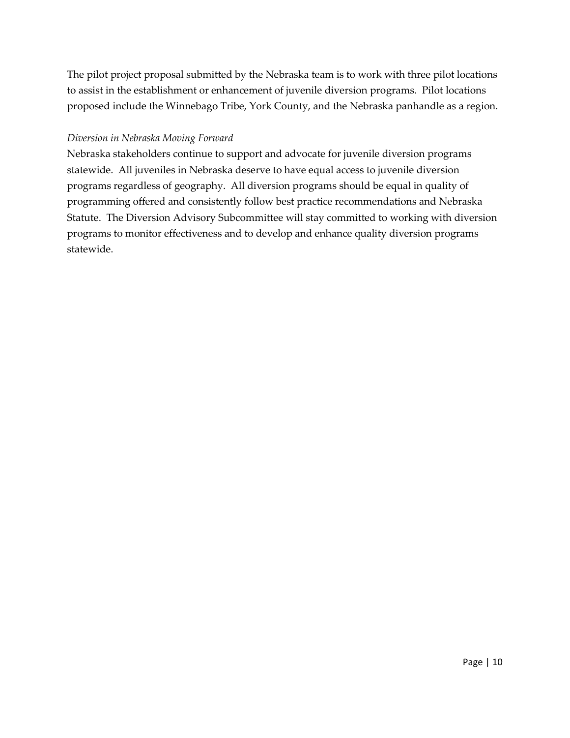The pilot project proposal submitted by the Nebraska team is to work with three pilot locations to assist in the establishment or enhancement of juvenile diversion programs. Pilot locations proposed include the Winnebago Tribe, York County, and the Nebraska panhandle as a region.

*Diversion in Nebraska Moving Forward*

Nebraska stakeholders continue to support and advocate for juvenile diversion programs statewide. All juveniles in Nebraska deserve to have equal access to juvenile diversion programs regardless of geography. All diversion programs should be equal in quality of programming offered and consistently follow best practice recommendations and Nebraska Statute. The Diversion Advisory Subcommittee will stay committed to working with diversion programs to monitor effectiveness and to develop and enhance quality diversion programs statewide.